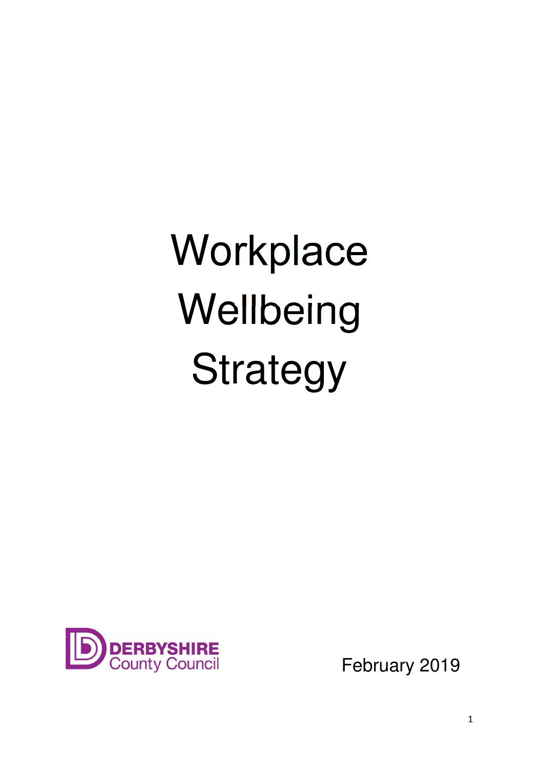# Workplace Wellbeing Strategy

DERBYSHIRE County Council

February 2019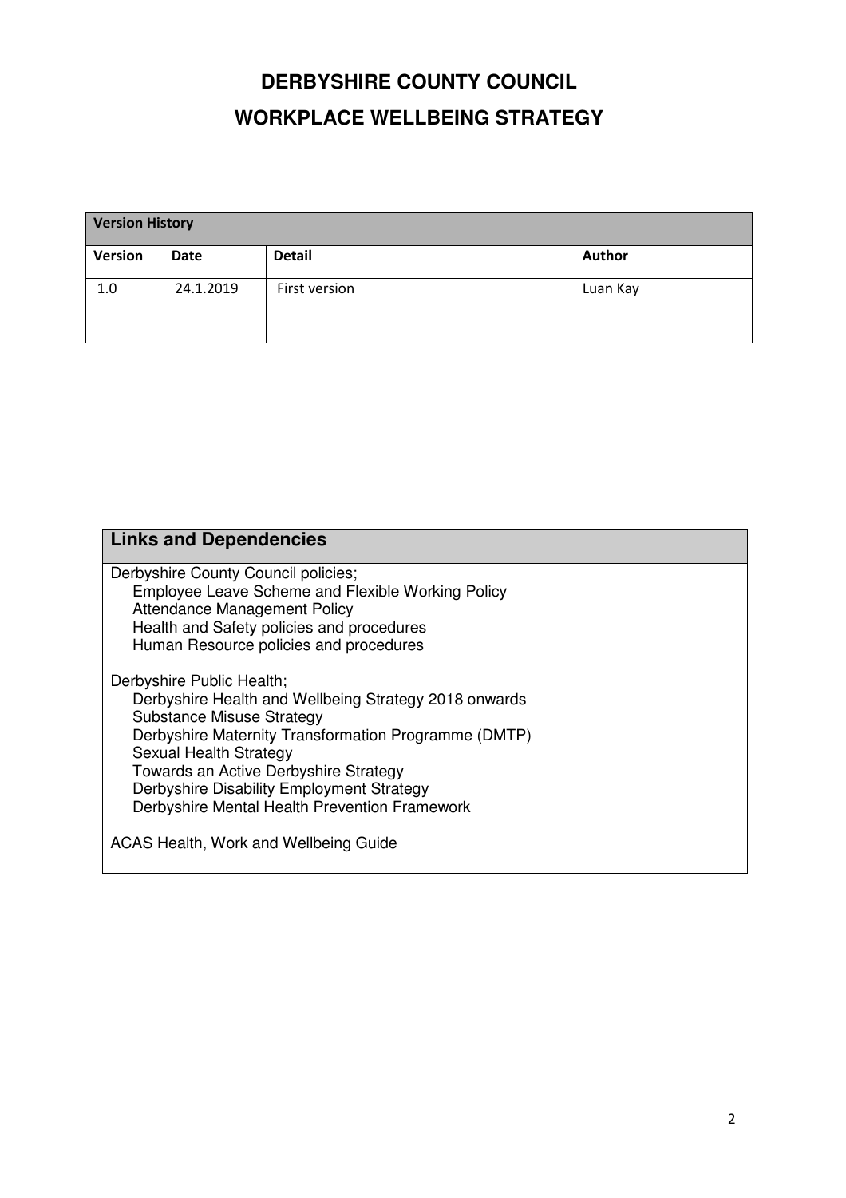# DERBYSHIRE COUNTY COUNCIL

# WORKPLACE WELLBEING STRATEGY

| Version History | | | |
|---|---|---|---|
| **Version** | **Date** | **Detail** | **Author** |
| 1.0 | 24.1.2019 | First version | Luan Kay |

## Links and Dependencies

Derbyshire County Council policies;
- Employee Leave Scheme and Flexible Working Policy
- Attendance Management Policy
- Health and Safety policies and procedures
- Human Resource policies and procedures

Derbyshire Public Health;
- Derbyshire Health and Wellbeing Strategy 2018 onwards
- Substance Misuse Strategy
- Derbyshire Maternity Transformation Programme (DMTP)
- Sexual Health Strategy
- Towards an Active Derbyshire Strategy
- Derbyshire Disability Employment Strategy
- Derbyshire Mental Health Prevention Framework

ACAS Health, Work and Wellbeing Guide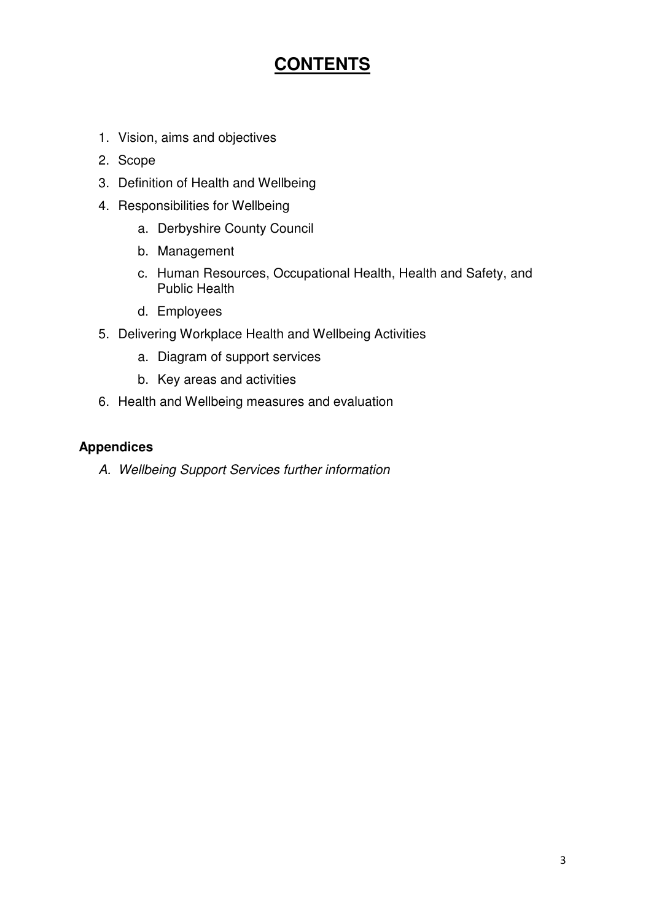# CONTENTS

1. Vision, aims and objectives
2. Scope
3. Definition of Health and Wellbeing
4. Responsibilities for Wellbeing
    a. Derbyshire County Council
    b. Management
    c. Human Resources, Occupational Health, Health and Safety, and Public Health
    d. Employees
5. Delivering Workplace Health and Wellbeing Activities
    a. Diagram of support services
    b. Key areas and activities
6. Health and Wellbeing measures and evaluation

**Appendices**

*A. Wellbeing Support Services further information*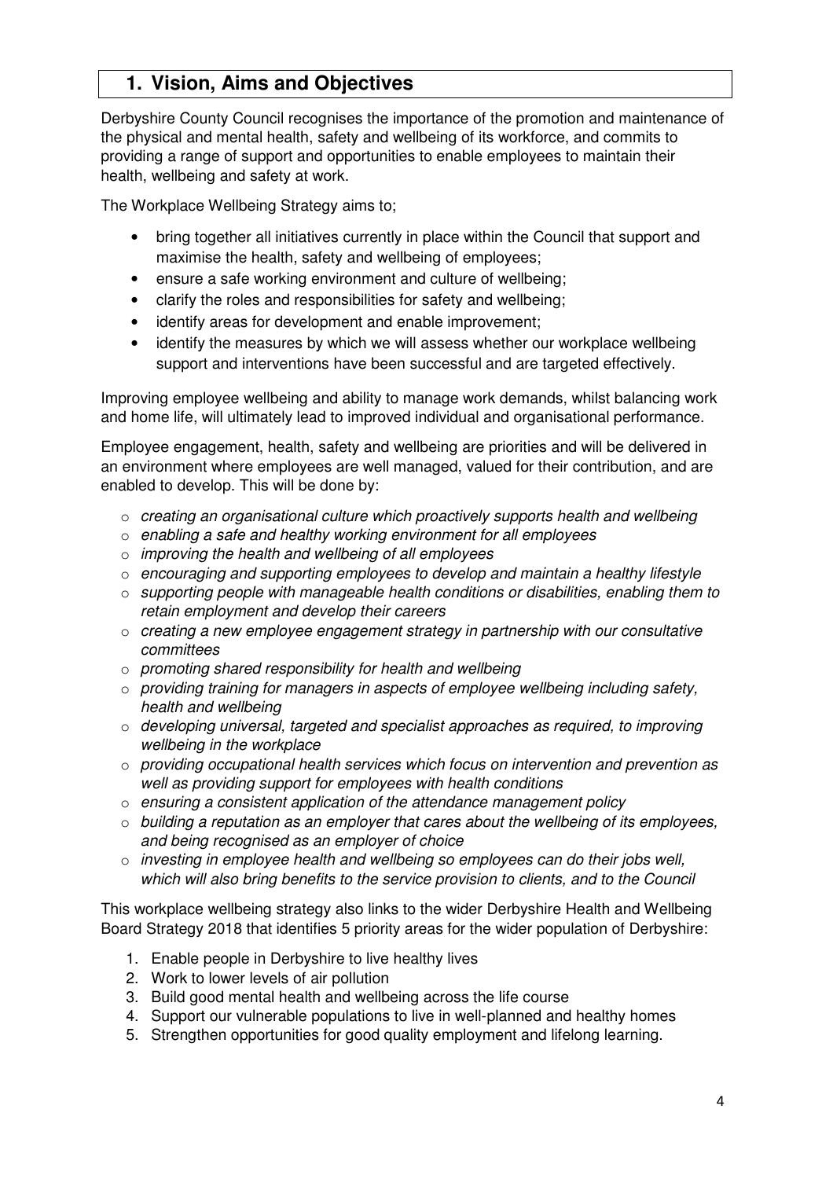## 1. Vision, Aims and Objectives

Derbyshire County Council recognises the importance of the promotion and maintenance of the physical and mental health, safety and wellbeing of its workforce, and commits to providing a range of support and opportunities to enable employees to maintain their health, wellbeing and safety at work.

The Workplace Wellbeing Strategy aims to;

- bring together all initiatives currently in place within the Council that support and maximise the health, safety and wellbeing of employees;
- ensure a safe working environment and culture of wellbeing;
- clarify the roles and responsibilities for safety and wellbeing;
- identify areas for development and enable improvement;
- identify the measures by which we will assess whether our workplace wellbeing support and interventions have been successful and are targeted effectively.

Improving employee wellbeing and ability to manage work demands, whilst balancing work and home life, will ultimately lead to improved individual and organisational performance.

Employee engagement, health, safety and wellbeing are priorities and will be delivered in an environment where employees are well managed, valued for their contribution, and are enabled to develop. This will be done by:

- *creating an organisational culture which proactively supports health and wellbeing*
- *enabling a safe and healthy working environment for all employees*
- *improving the health and wellbeing of all employees*
- *encouraging and supporting employees to develop and maintain a healthy lifestyle*
- *supporting people with manageable health conditions or disabilities, enabling them to retain employment and develop their careers*
- *creating a new employee engagement strategy in partnership with our consultative committees*
- *promoting shared responsibility for health and wellbeing*
- *providing training for managers in aspects of employee wellbeing including safety, health and wellbeing*
- *developing universal, targeted and specialist approaches as required, to improving wellbeing in the workplace*
- *providing occupational health services which focus on intervention and prevention as well as providing support for employees with health conditions*
- *ensuring a consistent application of the attendance management policy*
- *building a reputation as an employer that cares about the wellbeing of its employees, and being recognised as an employer of choice*
- *investing in employee health and wellbeing so employees can do their jobs well, which will also bring benefits to the service provision to clients, and to the Council*

This workplace wellbeing strategy also links to the wider Derbyshire Health and Wellbeing Board Strategy 2018 that identifies 5 priority areas for the wider population of Derbyshire:

1. Enable people in Derbyshire to live healthy lives
2. Work to lower levels of air pollution
3. Build good mental health and wellbeing across the life course
4. Support our vulnerable populations to live in well-planned and healthy homes
5. Strengthen opportunities for good quality employment and lifelong learning.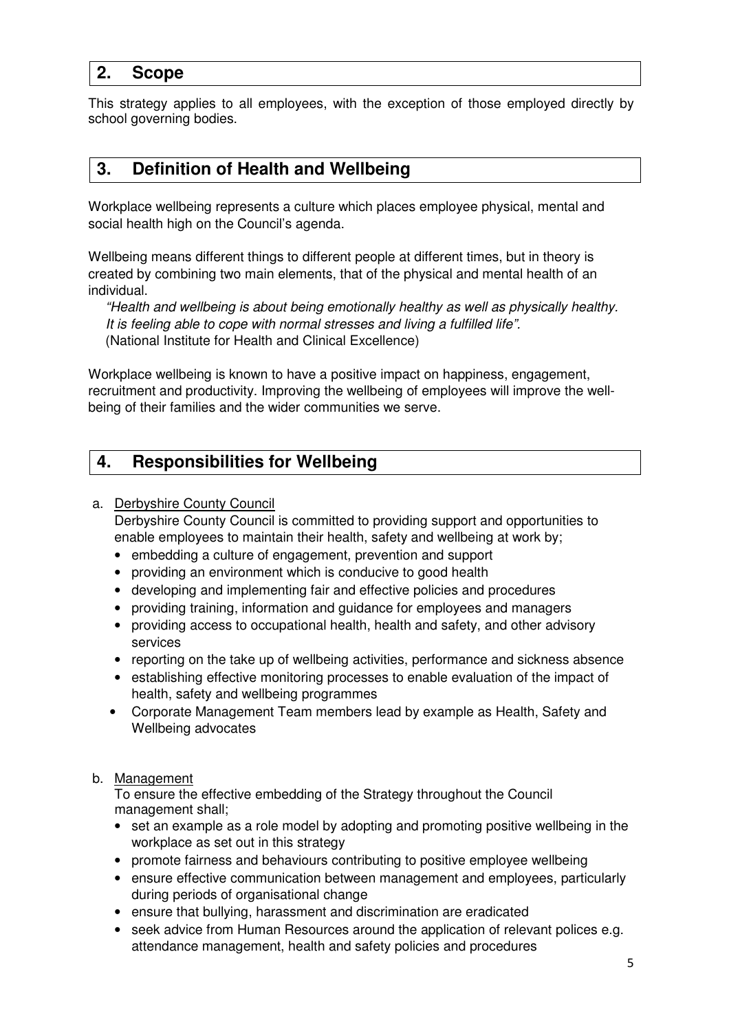## 2. Scope

This strategy applies to all employees, with the exception of those employed directly by school governing bodies.

## 3. Definition of Health and Wellbeing

Workplace wellbeing represents a culture which places employee physical, mental and social health high on the Council's agenda.

Wellbeing means different things to different people at different times, but in theory is created by combining two main elements, that of the physical and mental health of an individual.

> *"Health and wellbeing is about being emotionally healthy as well as physically healthy. It is feeling able to cope with normal stresses and living a fulfilled life".*
> (National Institute for Health and Clinical Excellence)

Workplace wellbeing is known to have a positive impact on happiness, engagement, recruitment and productivity. Improving the wellbeing of employees will improve the well-being of their families and the wider communities we serve.

## 4. Responsibilities for Wellbeing

a. Derbyshire County Council

Derbyshire County Council is committed to providing support and opportunities to enable employees to maintain their health, safety and wellbeing at work by;

- embedding a culture of engagement, prevention and support
- providing an environment which is conducive to good health
- developing and implementing fair and effective policies and procedures
- providing training, information and guidance for employees and managers
- providing access to occupational health, health and safety, and other advisory services
- reporting on the take up of wellbeing activities, performance and sickness absence
- establishing effective monitoring processes to enable evaluation of the impact of health, safety and wellbeing programmes
- Corporate Management Team members lead by example as Health, Safety and Wellbeing advocates

b. Management

To ensure the effective embedding of the Strategy throughout the Council management shall;

- set an example as a role model by adopting and promoting positive wellbeing in the workplace as set out in this strategy
- promote fairness and behaviours contributing to positive employee wellbeing
- ensure effective communication between management and employees, particularly during periods of organisational change
- ensure that bullying, harassment and discrimination are eradicated
- seek advice from Human Resources around the application of relevant polices e.g. attendance management, health and safety policies and procedures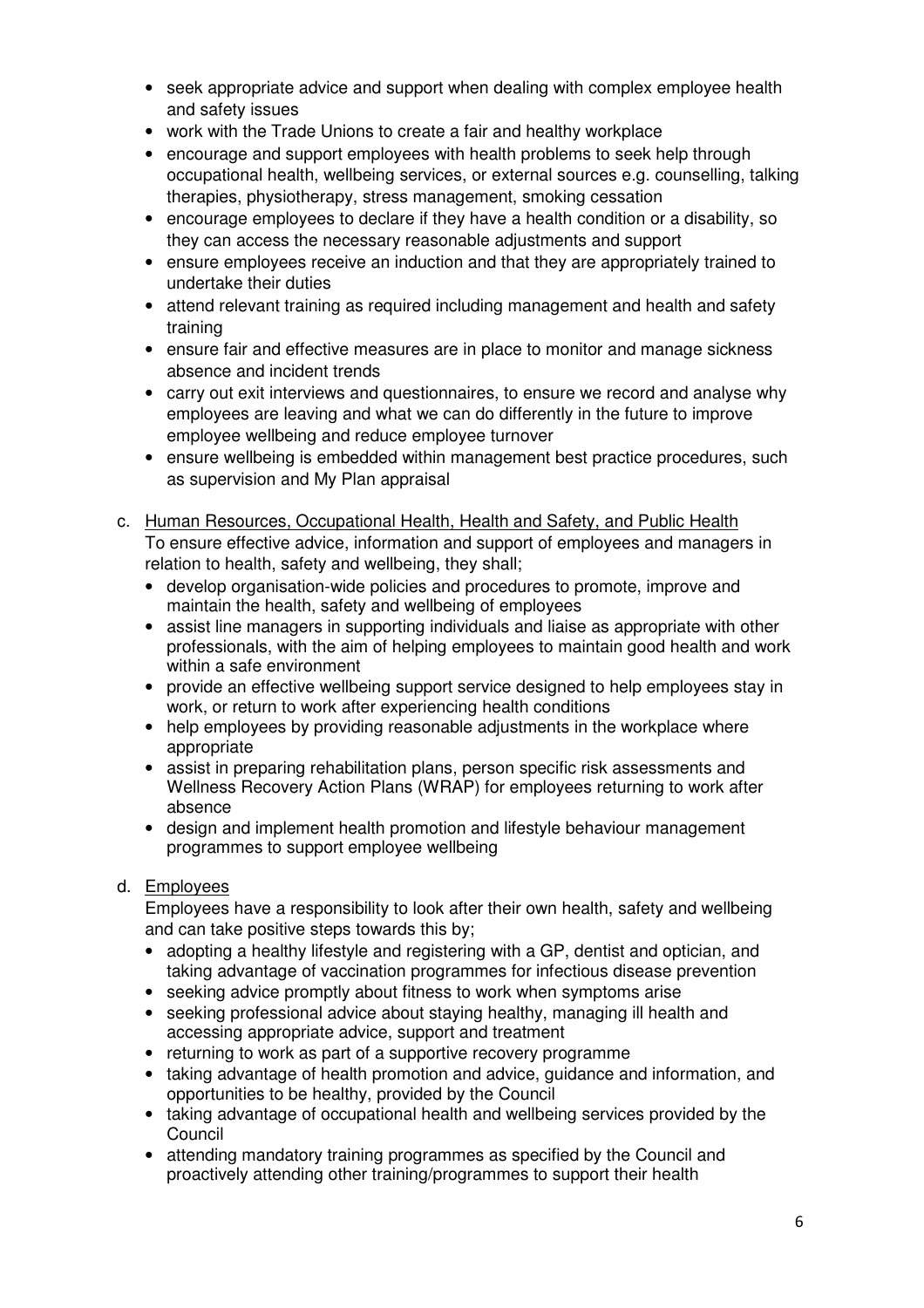- seek appropriate advice and support when dealing with complex employee health and safety issues
- work with the Trade Unions to create a fair and healthy workplace
- encourage and support employees with health problems to seek help through occupational health, wellbeing services, or external sources e.g. counselling, talking therapies, physiotherapy, stress management, smoking cessation
- encourage employees to declare if they have a health condition or a disability, so they can access the necessary reasonable adjustments and support
- ensure employees receive an induction and that they are appropriately trained to undertake their duties
- attend relevant training as required including management and health and safety training
- ensure fair and effective measures are in place to monitor and manage sickness absence and incident trends
- carry out exit interviews and questionnaires, to ensure we record and analyse why employees are leaving and what we can do differently in the future to improve employee wellbeing and reduce employee turnover
- ensure wellbeing is embedded within management best practice procedures, such as supervision and My Plan appraisal

c. Human Resources, Occupational Health, Health and Safety, and Public Health

To ensure effective advice, information and support of employees and managers in relation to health, safety and wellbeing, they shall;

- develop organisation-wide policies and procedures to promote, improve and maintain the health, safety and wellbeing of employees
- assist line managers in supporting individuals and liaise as appropriate with other professionals, with the aim of helping employees to maintain good health and work within a safe environment
- provide an effective wellbeing support service designed to help employees stay in work, or return to work after experiencing health conditions
- help employees by providing reasonable adjustments in the workplace where appropriate
- assist in preparing rehabilitation plans, person specific risk assessments and Wellness Recovery Action Plans (WRAP) for employees returning to work after absence
- design and implement health promotion and lifestyle behaviour management programmes to support employee wellbeing

d. Employees

Employees have a responsibility to look after their own health, safety and wellbeing and can take positive steps towards this by;

- adopting a healthy lifestyle and registering with a GP, dentist and optician, and taking advantage of vaccination programmes for infectious disease prevention
- seeking advice promptly about fitness to work when symptoms arise
- seeking professional advice about staying healthy, managing ill health and accessing appropriate advice, support and treatment
- returning to work as part of a supportive recovery programme
- taking advantage of health promotion and advice, guidance and information, and opportunities to be healthy, provided by the Council
- taking advantage of occupational health and wellbeing services provided by the Council
- attending mandatory training programmes as specified by the Council and proactively attending other training/programmes to support their health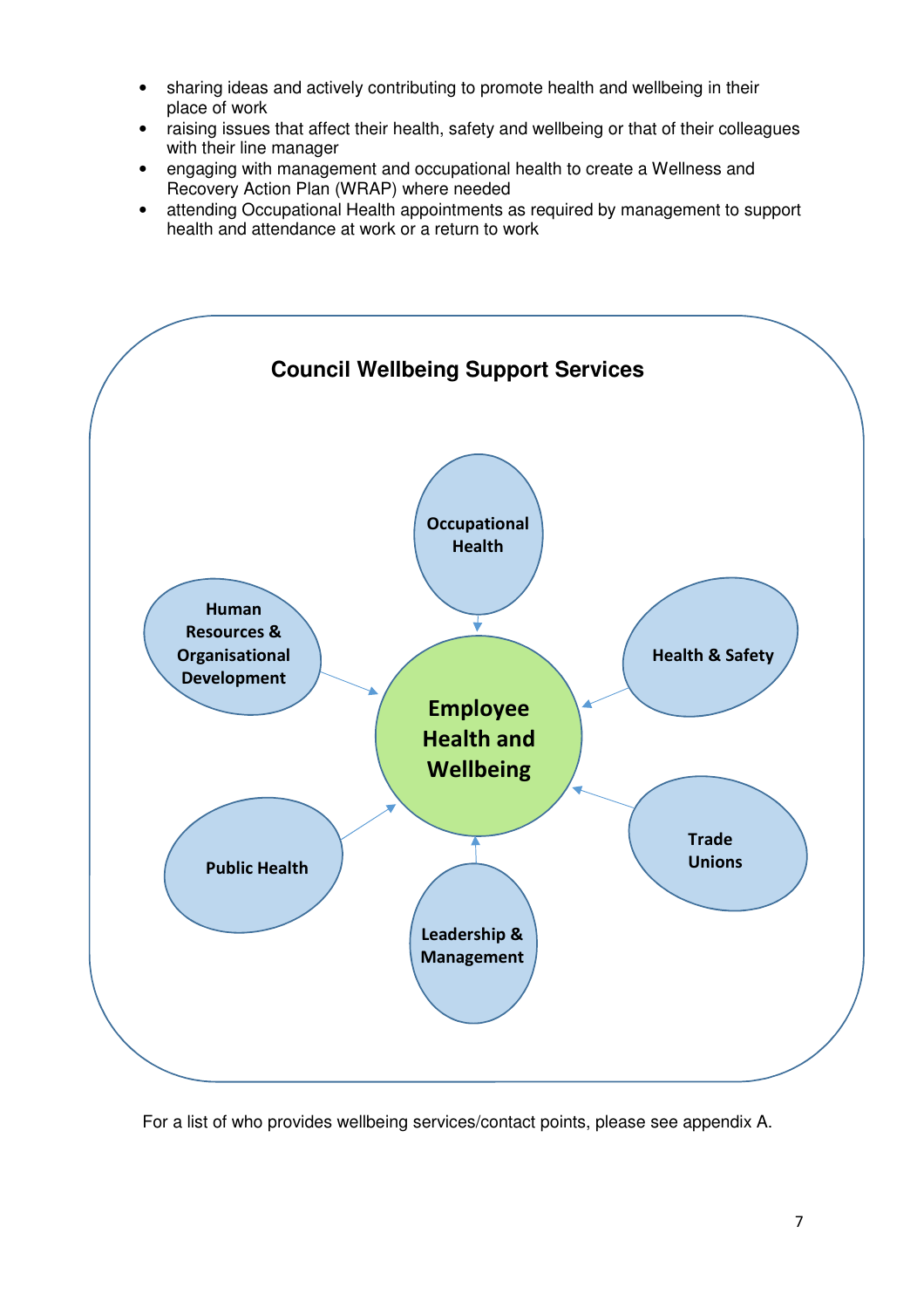- sharing ideas and actively contributing to promote health and wellbeing in their place of work
- raising issues that affect their health, safety and wellbeing or that of their colleagues with their line manager
- engaging with management and occupational health to create a Wellness and Recovery Action Plan (WRAP) where needed
- attending Occupational Health appointments as required by management to support health and attendance at work or a return to work

**Council Wellbeing Support Services**

**Employee Health and Wellbeing**

- Occupational Health
- Health & Safety
- Trade Unions
- Leadership & Management
- Public Health
- Human Resources & Organisational Development

For a list of who provides wellbeing services/contact points, please see appendix A.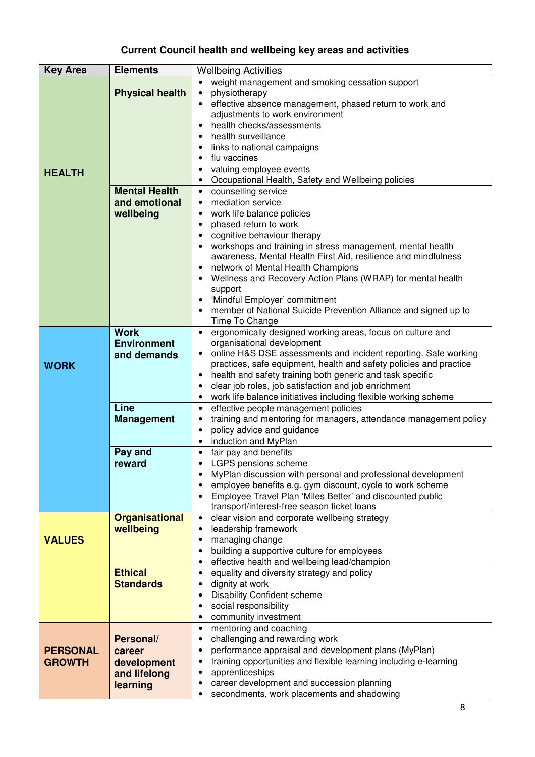## Current Council health and wellbeing key areas and activities

| Key Area | Elements | Wellbeing Activities |
|---|---|---|
| **HEALTH** | **Physical health** | • weight management and smoking cessation support<br>• physiotherapy<br>• effective absence management, phased return to work and adjustments to work environment<br>• health checks/assessments<br>• health surveillance<br>• links to national campaigns<br>• flu vaccines<br>• valuing employee events<br>• Occupational Health, Safety and Wellbeing policies |
| | **Mental Health and emotional wellbeing** | • counselling service<br>• mediation service<br>• work life balance policies<br>• phased return to work<br>• cognitive behaviour therapy<br>• workshops and training in stress management, mental health awareness, Mental Health First Aid, resilience and mindfulness<br>• network of Mental Health Champions<br>• Wellness and Recovery Action Plans (WRAP) for mental health support<br>• 'Mindful Employer' commitment<br>• member of National Suicide Prevention Alliance and signed up to Time To Change |
| **WORK** | **Work Environment and demands** | • ergonomically designed working areas, focus on culture and organisational development<br>• online H&S DSE assessments and incident reporting. Safe working practices, safe equipment, health and safety policies and practice<br>• health and safety training both generic and task specific<br>• clear job roles, job satisfaction and job enrichment<br>• work life balance initiatives including flexible working scheme |
| | **Line Management** | • effective people management policies<br>• training and mentoring for managers, attendance management policy<br>• policy advice and guidance<br>• induction and MyPlan |
| | **Pay and reward** | • fair pay and benefits<br>• LGPS pensions scheme<br>• MyPlan discussion with personal and professional development<br>• employee benefits e.g. gym discount, cycle to work scheme<br>• Employee Travel Plan 'Miles Better' and discounted public transport/interest-free season ticket loans |
| **VALUES** | **Organisational wellbeing** | • clear vision and corporate wellbeing strategy<br>• leadership framework<br>• managing change<br>• building a supportive culture for employees<br>• effective health and wellbeing lead/champion |
| | **Ethical Standards** | • equality and diversity strategy and policy<br>• dignity at work<br>• Disability Confident scheme<br>• social responsibility<br>• community investment |
| **PERSONAL GROWTH** | **Personal/ career development and lifelong learning** | • mentoring and coaching<br>• challenging and rewarding work<br>• performance appraisal and development plans (MyPlan)<br>• training opportunities and flexible learning including e-learning<br>• apprenticeships<br>• career development and succession planning<br>• secondments, work placements and shadowing |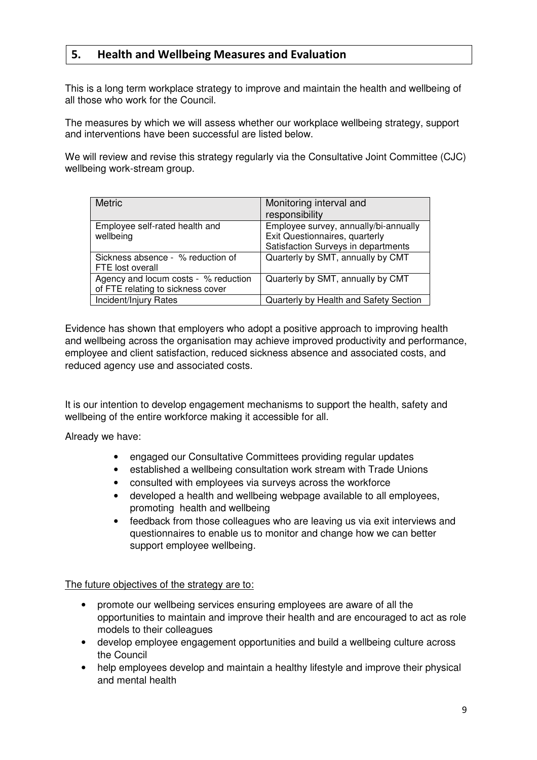## 5. Health and Wellbeing Measures and Evaluation

This is a long term workplace strategy to improve and maintain the health and wellbeing of all those who work for the Council.

The measures by which we will assess whether our workplace wellbeing strategy, support and interventions have been successful are listed below.

We will review and revise this strategy regularly via the Consultative Joint Committee (CJC) wellbeing work-stream group.

| Metric | Monitoring interval and responsibility |
|---|---|
| Employee self-rated health and wellbeing | Employee survey, annually/bi-annually<br>Exit Questionnaires, quarterly<br>Satisfaction Surveys in departments |
| Sickness absence - % reduction of FTE lost overall | Quarterly by SMT, annually by CMT |
| Agency and locum costs - % reduction of FTE relating to sickness cover | Quarterly by SMT, annually by CMT |
| Incident/Injury Rates | Quarterly by Health and Safety Section |

Evidence has shown that employers who adopt a positive approach to improving health and wellbeing across the organisation may achieve improved productivity and performance, employee and client satisfaction, reduced sickness absence and associated costs, and reduced agency use and associated costs.

It is our intention to develop engagement mechanisms to support the health, safety and wellbeing of the entire workforce making it accessible for all.

Already we have:

- engaged our Consultative Committees providing regular updates
- established a wellbeing consultation work stream with Trade Unions
- consulted with employees via surveys across the workforce
- developed a health and wellbeing webpage available to all employees, promoting health and wellbeing
- feedback from those colleagues who are leaving us via exit interviews and questionnaires to enable us to monitor and change how we can better support employee wellbeing.

The future objectives of the strategy are to:

- promote our wellbeing services ensuring employees are aware of all the opportunities to maintain and improve their health and are encouraged to act as role models to their colleagues
- develop employee engagement opportunities and build a wellbeing culture across the Council
- help employees develop and maintain a healthy lifestyle and improve their physical and mental health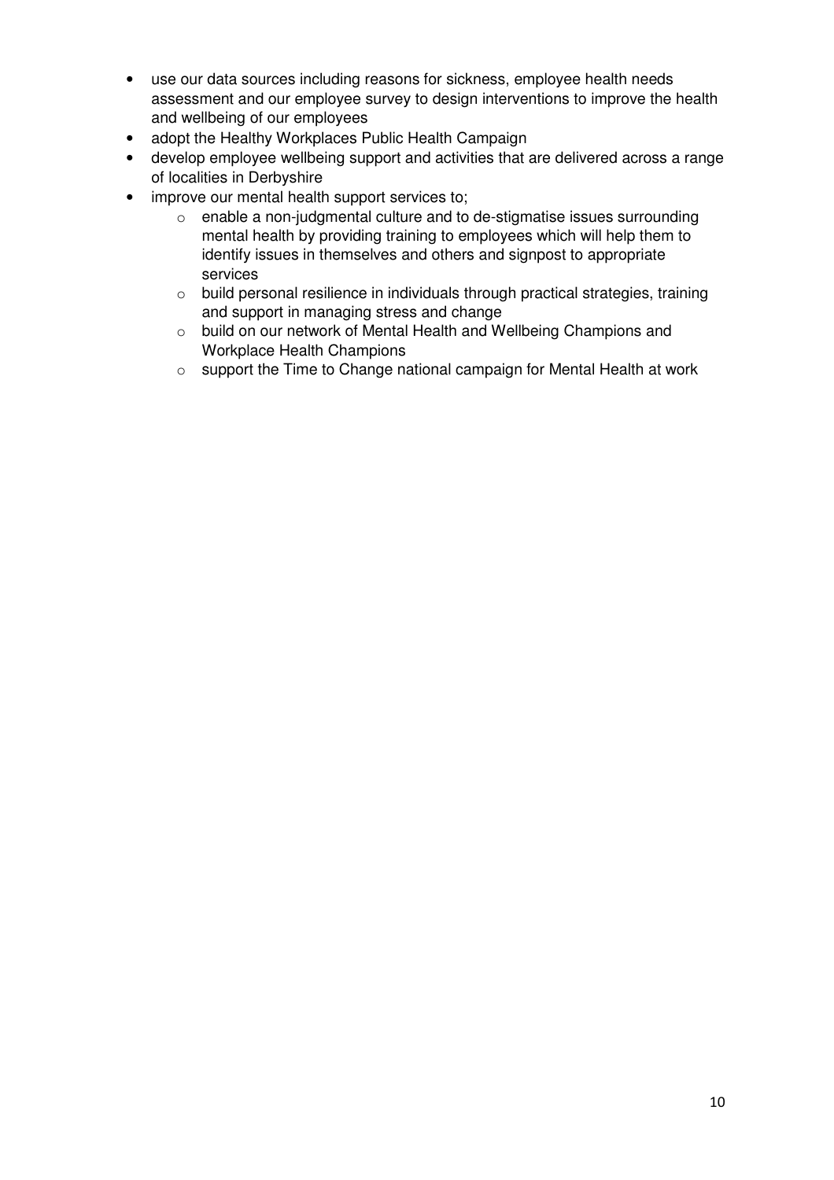- use our data sources including reasons for sickness, employee health needs assessment and our employee survey to design interventions to improve the health and wellbeing of our employees
- adopt the Healthy Workplaces Public Health Campaign
- develop employee wellbeing support and activities that are delivered across a range of localities in Derbyshire
- improve our mental health support services to;
    - enable a non-judgmental culture and to de-stigmatise issues surrounding mental health by providing training to employees which will help them to identify issues in themselves and others and signpost to appropriate services
    - build personal resilience in individuals through practical strategies, training and support in managing stress and change
    - build on our network of Mental Health and Wellbeing Champions and Workplace Health Champions
    - support the Time to Change national campaign for Mental Health at work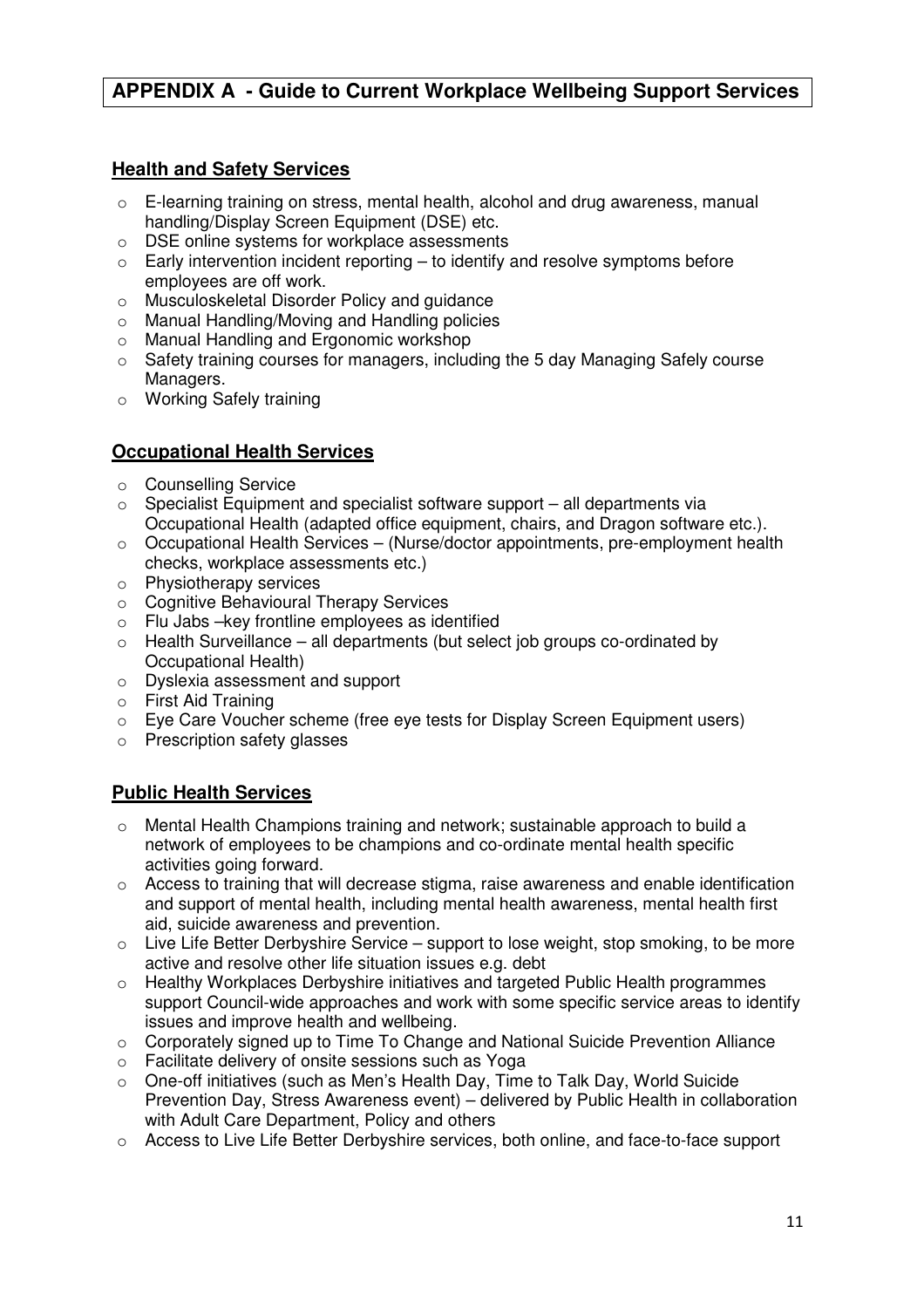# APPENDIX A - Guide to Current Workplace Wellbeing Support Services

## Health and Safety Services

- E-learning training on stress, mental health, alcohol and drug awareness, manual handling/Display Screen Equipment (DSE) etc.
- DSE online systems for workplace assessments
- Early intervention incident reporting – to identify and resolve symptoms before employees are off work.
- Musculoskeletal Disorder Policy and guidance
- Manual Handling/Moving and Handling policies
- Manual Handling and Ergonomic workshop
- Safety training courses for managers, including the 5 day Managing Safely course Managers.
- Working Safely training

## Occupational Health Services

- Counselling Service
- Specialist Equipment and specialist software support – all departments via Occupational Health (adapted office equipment, chairs, and Dragon software etc.).
- Occupational Health Services – (Nurse/doctor appointments, pre-employment health checks, workplace assessments etc.)
- Physiotherapy services
- Cognitive Behavioural Therapy Services
- Flu Jabs –key frontline employees as identified
- Health Surveillance – all departments (but select job groups co-ordinated by Occupational Health)
- Dyslexia assessment and support
- First Aid Training
- Eye Care Voucher scheme (free eye tests for Display Screen Equipment users)
- Prescription safety glasses

## Public Health Services

- Mental Health Champions training and network; sustainable approach to build a network of employees to be champions and co-ordinate mental health specific activities going forward.
- Access to training that will decrease stigma, raise awareness and enable identification and support of mental health, including mental health awareness, mental health first aid, suicide awareness and prevention.
- Live Life Better Derbyshire Service – support to lose weight, stop smoking, to be more active and resolve other life situation issues e.g. debt
- Healthy Workplaces Derbyshire initiatives and targeted Public Health programmes support Council-wide approaches and work with some specific service areas to identify issues and improve health and wellbeing.
- Corporately signed up to Time To Change and National Suicide Prevention Alliance
- Facilitate delivery of onsite sessions such as Yoga
- One-off initiatives (such as Men's Health Day, Time to Talk Day, World Suicide Prevention Day, Stress Awareness event) – delivered by Public Health in collaboration with Adult Care Department, Policy and others
- Access to Live Life Better Derbyshire services, both online, and face-to-face support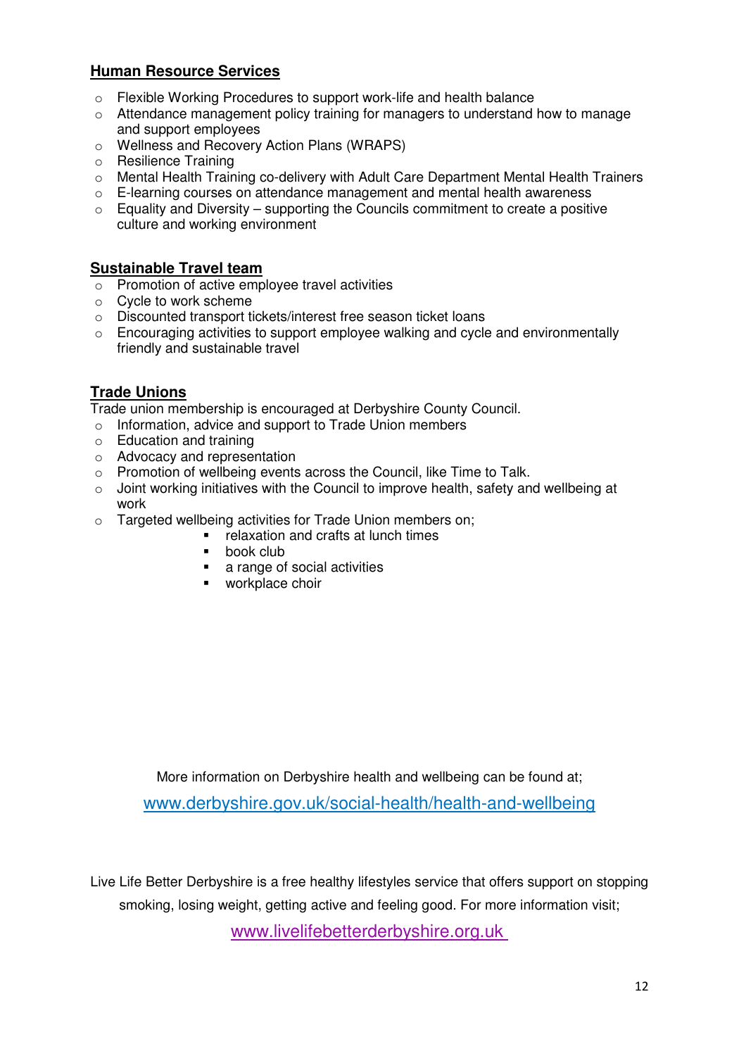## Human Resource Services

- Flexible Working Procedures to support work-life and health balance
- Attendance management policy training for managers to understand how to manage and support employees
- Wellness and Recovery Action Plans (WRAPS)
- Resilience Training
- Mental Health Training co-delivery with Adult Care Department Mental Health Trainers
- E-learning courses on attendance management and mental health awareness
- Equality and Diversity – supporting the Councils commitment to create a positive culture and working environment

## Sustainable Travel team

- Promotion of active employee travel activities
- Cycle to work scheme
- Discounted transport tickets/interest free season ticket loans
- Encouraging activities to support employee walking and cycle and environmentally friendly and sustainable travel

## Trade Unions

Trade union membership is encouraged at Derbyshire County Council.

- Information, advice and support to Trade Union members
- Education and training
- Advocacy and representation
- Promotion of wellbeing events across the Council, like Time to Talk.
- Joint working initiatives with the Council to improve health, safety and wellbeing at work
- Targeted wellbeing activities for Trade Union members on;
  - relaxation and crafts at lunch times
  - book club
  - a range of social activities
  - workplace choir

More information on Derbyshire health and wellbeing can be found at;

www.derbyshire.gov.uk/social-health/health-and-wellbeing

Live Life Better Derbyshire is a free healthy lifestyles service that offers support on stopping smoking, losing weight, getting active and feeling good. For more information visit;

www.livelifebetterderbyshire.org.uk